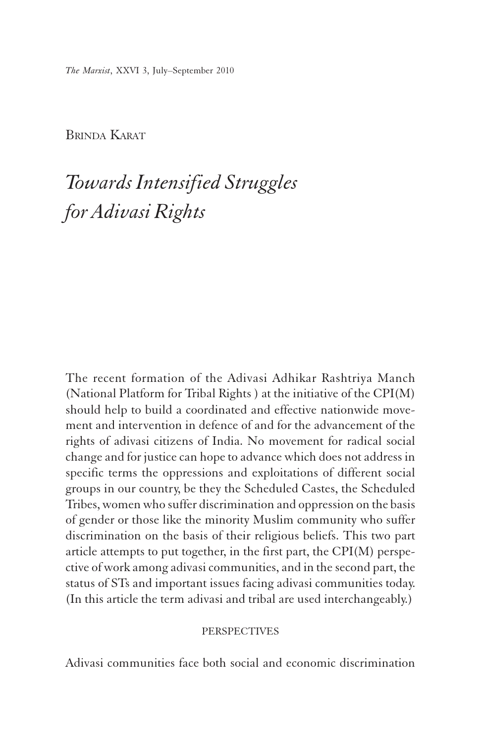*The Marxist*, XXVI 3, July–September 2010

BRINDA KARAT

# *Towards Intensified Struggles for Adivasi Rights*

The recent formation of the Adivasi Adhikar Rashtriya Manch (National Platform for Tribal Rights ) at the initiative of the CPI(M) should help to build a coordinated and effective nationwide movement and intervention in defence of and for the advancement of the rights of adivasi citizens of India. No movement for radical social change and for justice can hope to advance which does not address in specific terms the oppressions and exploitations of different social groups in our country, be they the Scheduled Castes, the Scheduled Tribes, women who suffer discrimination and oppression on the basis of gender or those like the minority Muslim community who suffer discrimination on the basis of their religious beliefs. This two part article attempts to put together, in the first part, the CPI(M) perspective of work among adivasi communities, and in the second part, the status of STs and important issues facing adivasi communities today. (In this article the term adivasi and tribal are used interchangeably.)

## PERSPECTIVES

Adivasi communities face both social and economic discrimination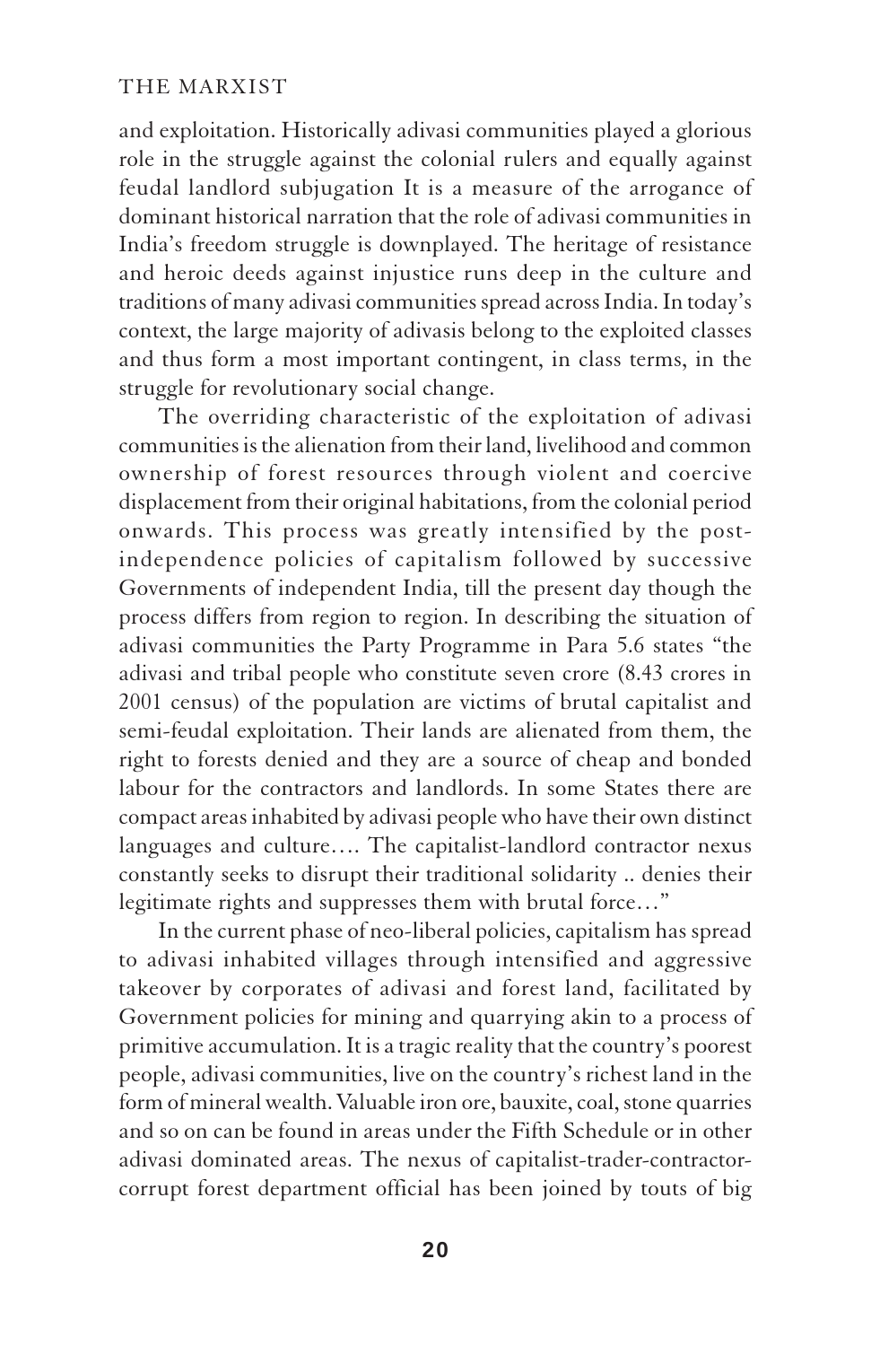and exploitation. Historically adivasi communities played a glorious role in the struggle against the colonial rulers and equally against feudal landlord subjugation It is a measure of the arrogance of dominant historical narration that the role of adivasi communities in India's freedom struggle is downplayed. The heritage of resistance and heroic deeds against injustice runs deep in the culture and traditions of many adivasi communities spread across India. In today's context, the large majority of adivasis belong to the exploited classes and thus form a most important contingent, in class terms, in the struggle for revolutionary social change.

The overriding characteristic of the exploitation of adivasi communities is the alienation from their land, livelihood and common ownership of forest resources through violent and coercive displacement from their original habitations, from the colonial period onwards. This process was greatly intensified by the post-independence policies of capitalism followed by successive Governments of independent India, till the present day though the process differs from region to region. In describing the situation of adivasi communities the Party Programme in Para 5.6 states "the adivasi and tribal people who constitute seven crore (8.43 crores in 2001 census) of the population are victims of brutal capitalist and semi-feudal exploitation. Their lands are alienated from them, the right to forests denied and they are a source of cheap and bonded labour for the contractors and landlords. In some States there are compact areas inhabited by adivasi people who have their own distinct languages and culture…. The capitalist-landlord contractor nexus constantly seeks to disrupt their traditional solidarity .. denies their legitimate rights and suppresses them with brutal force…"

In the current phase of neo-liberal policies, capitalism has spread to adivasi inhabited villages through intensified and aggressive takeover by corporates of adivasi and forest land, facilitated by Government policies for mining and quarrying akin to a process of primitive accumulation. It is a tragic reality that the country's poorest people, adivasi communities, live on the country's richest land in the form of mineral wealth. Valuable iron ore, bauxite, coal, stone quarries and so on can be found in areas under the Fifth Schedule or in other adivasi dominated areas. The nexus of capitalist-trader-contractor-corrupt forest department official has been joined by touts of big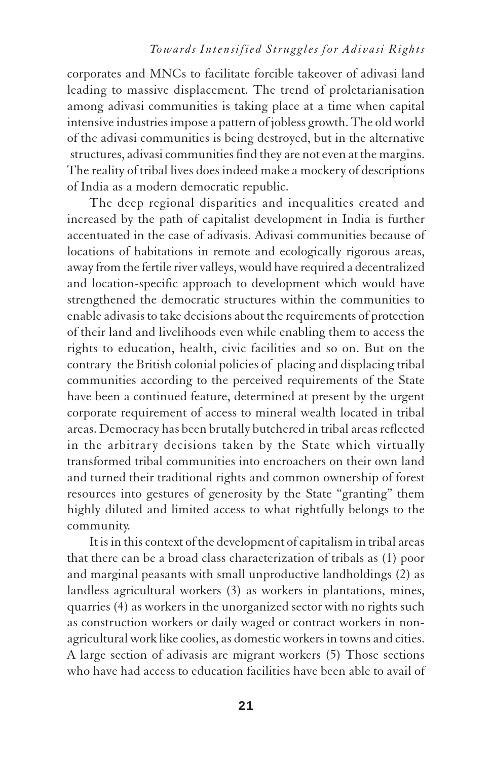corporates and MNCs to facilitate forcible takeover of adivasi land leading to massive displacement. The trend of proletarianisation among adivasi communities is taking place at a time when capital intensive industries impose a pattern of jobless growth. The old world of the adivasi communities is being destroyed, but in the alternative structures, adivasi communities find they are not even at the margins. The reality of tribal lives does indeed make a mockery of descriptions of India as a modern democratic republic.

The deep regional disparities and inequalities created and increased by the path of capitalist development in India is further accentuated in the case of adivasis. Adivasi communities because of locations of habitations in remote and ecologically rigorous areas, away from the fertile river valleys, would have required a decentralized and location-specific approach to development which would have strengthened the democratic structures within the communities to enable adivasis to take decisions about the requirements of protection of their land and livelihoods even while enabling them to access the rights to education, health, civic facilities and so on. But on the contrary the British colonial policies of placing and displacing tribal communities according to the perceived requirements of the State have been a continued feature, determined at present by the urgent corporate requirement of access to mineral wealth located in tribal areas. Democracy has been brutally butchered in tribal areas reflected in the arbitrary decisions taken by the State which virtually transformed tribal communities into encroachers on their own land and turned their traditional rights and common ownership of forest resources into gestures of generosity by the State "granting" them highly diluted and limited access to what rightfully belongs to the community.

It is in this context of the development of capitalism in tribal areas that there can be a broad class characterization of tribals as (1) poor and marginal peasants with small unproductive landholdings (2) as landless agricultural workers (3) as workers in plantations, mines, quarries (4) as workers in the unorganized sector with no rights such as construction workers or daily waged or contract workers in non-agricultural work like coolies, as domestic workers in towns and cities. A large section of adivasis are migrant workers (5) Those sections who have had access to education facilities have been able to avail of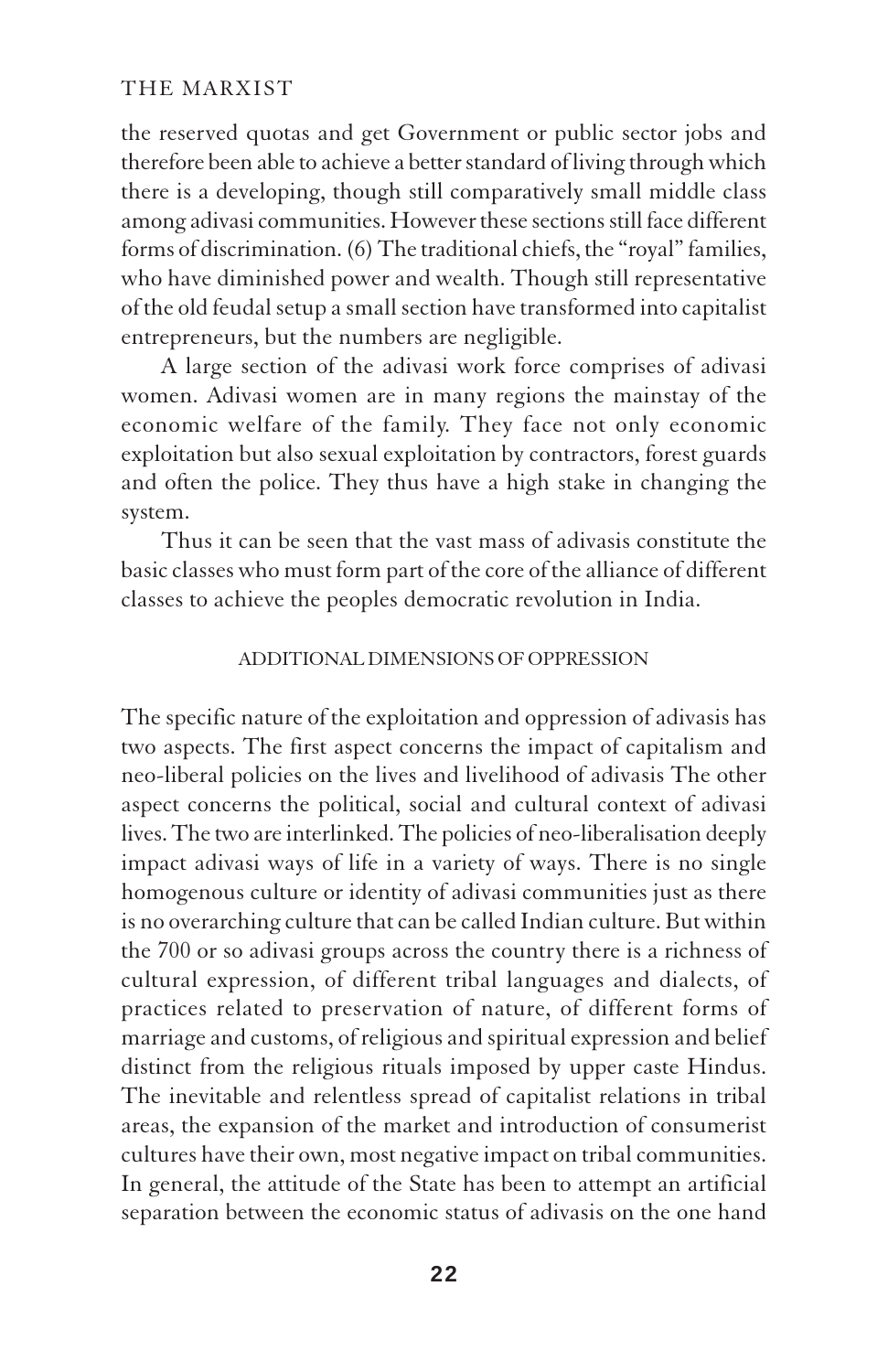the reserved quotas and get Government or public sector jobs and therefore been able to achieve a better standard of living through which there is a developing, though still comparatively small middle class among adivasi communities. However these sections still face different forms of discrimination. (6) The traditional chiefs, the "royal" families, who have diminished power and wealth. Though still representative of the old feudal setup a small section have transformed into capitalist entrepreneurs, but the numbers are negligible.

A large section of the adivasi work force comprises of adivasi women. Adivasi women are in many regions the mainstay of the economic welfare of the family. They face not only economic exploitation but also sexual exploitation by contractors, forest guards and often the police. They thus have a high stake in changing the system.

Thus it can be seen that the vast mass of adivasis constitute the basic classes who must form part of the core of the alliance of different classes to achieve the peoples democratic revolution in India.

## ADDITIONAL DIMENSIONS OF OPPRESSION

The specific nature of the exploitation and oppression of adivasis has two aspects. The first aspect concerns the impact of capitalism and neo-liberal policies on the lives and livelihood of adivasis The other aspect concerns the political, social and cultural context of adivasi lives. The two are interlinked. The policies of neo-liberalisation deeply impact adivasi ways of life in a variety of ways. There is no single homogenous culture or identity of adivasi communities just as there is no overarching culture that can be called Indian culture. But within the 700 or so adivasi groups across the country there is a richness of cultural expression, of different tribal languages and dialects, of practices related to preservation of nature, of different forms of marriage and customs, of religious and spiritual expression and belief distinct from the religious rituals imposed by upper caste Hindus. The inevitable and relentless spread of capitalist relations in tribal areas, the expansion of the market and introduction of consumerist cultures have their own, most negative impact on tribal communities. In general, the attitude of the State has been to attempt an artificial separation between the economic status of adivasis on the one hand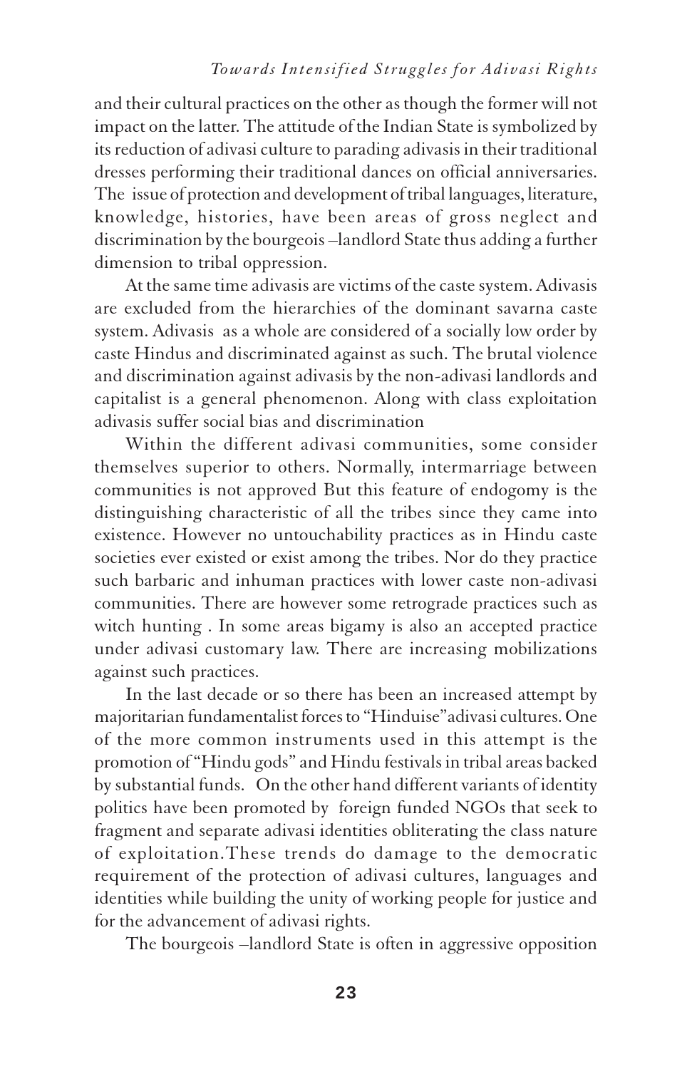and their cultural practices on the other as though the former will not impact on the latter. The attitude of the Indian State is symbolized by its reduction of adivasi culture to parading adivasis in their traditional dresses performing their traditional dances on official anniversaries. The issue of protection and development of tribal languages, literature, knowledge, histories, have been areas of gross neglect and discrimination by the bourgeois –landlord State thus adding a further dimension to tribal oppression.

At the same time adivasis are victims of the caste system. Adivasis are excluded from the hierarchies of the dominant savarna caste system. Adivasis as a whole are considered of a socially low order by caste Hindus and discriminated against as such. The brutal violence and discrimination against adivasis by the non-adivasi landlords and capitalist is a general phenomenon. Along with class exploitation adivasis suffer social bias and discrimination

Within the different adivasi communities, some consider themselves superior to others. Normally, intermarriage between communities is not approved But this feature of endogomy is the distinguishing characteristic of all the tribes since they came into existence. However no untouchability practices as in Hindu caste societies ever existed or exist among the tribes. Nor do they practice such barbaric and inhuman practices with lower caste non-adivasi communities. There are however some retrograde practices such as witch hunting . In some areas bigamy is also an accepted practice under adivasi customary law. There are increasing mobilizations against such practices.

In the last decade or so there has been an increased attempt by majoritarian fundamentalist forces to "Hinduise"adivasi cultures. One of the more common instruments used in this attempt is the promotion of "Hindu gods" and Hindu festivals in tribal areas backed by substantial funds. On the other hand different variants of identity politics have been promoted by foreign funded NGOs that seek to fragment and separate adivasi identities obliterating the class nature of exploitation.These trends do damage to the democratic requirement of the protection of adivasi cultures, languages and identities while building the unity of working people for justice and for the advancement of adivasi rights.

The bourgeois –landlord State is often in aggressive opposition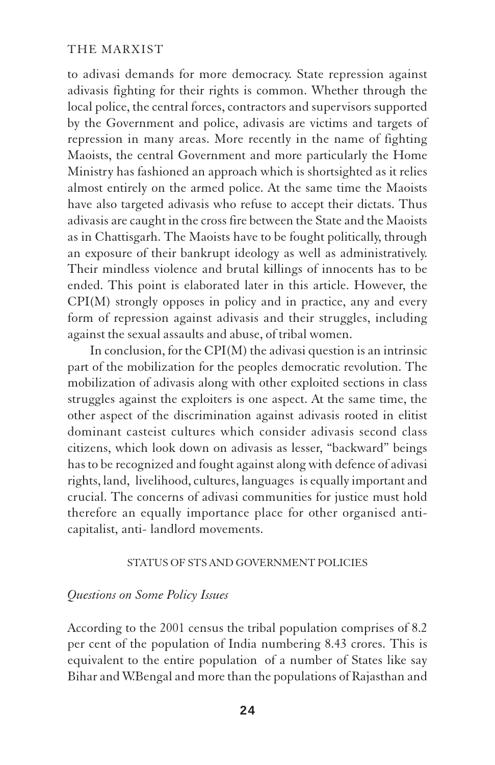to adivasi demands for more democracy. State repression against adivasis fighting for their rights is common. Whether through the local police, the central forces, contractors and supervisors supported by the Government and police, adivasis are victims and targets of repression in many areas. More recently in the name of fighting Maoists, the central Government and more particularly the Home Ministry has fashioned an approach which is shortsighted as it relies almost entirely on the armed police. At the same time the Maoists have also targeted adivasis who refuse to accept their dictats. Thus adivasis are caught in the cross fire between the State and the Maoists as in Chattisgarh. The Maoists have to be fought politically, through an exposure of their bankrupt ideology as well as administratively. Their mindless violence and brutal killings of innocents has to be ended. This point is elaborated later in this article. However, the CPI(M) strongly opposes in policy and in practice, any and every form of repression against adivasis and their struggles, including against the sexual assaults and abuse, of tribal women.

In conclusion, for the CPI(M) the adivasi question is an intrinsic part of the mobilization for the peoples democratic revolution. The mobilization of adivasis along with other exploited sections in class struggles against the exploiters is one aspect. At the same time, the other aspect of the discrimination against adivasis rooted in elitist dominant casteist cultures which consider adivasis second class citizens, which look down on adivasis as lesser, "backward" beings has to be recognized and fought against along with defence of adivasi rights, land, livelihood, cultures, languages is equally important and crucial. The concerns of adivasi communities for justice must hold therefore an equally importance place for other organised anti-capitalist, anti- landlord movements.

## STATUS OF STS AND GOVERNMENT POLICIES

### *Questions on Some Policy Issues*

According to the 2001 census the tribal population comprises of 8.2 per cent of the population of India numbering 8.43 crores. This is equivalent to the entire population of a number of States like say Bihar and W.Bengal and more than the populations of Rajasthan and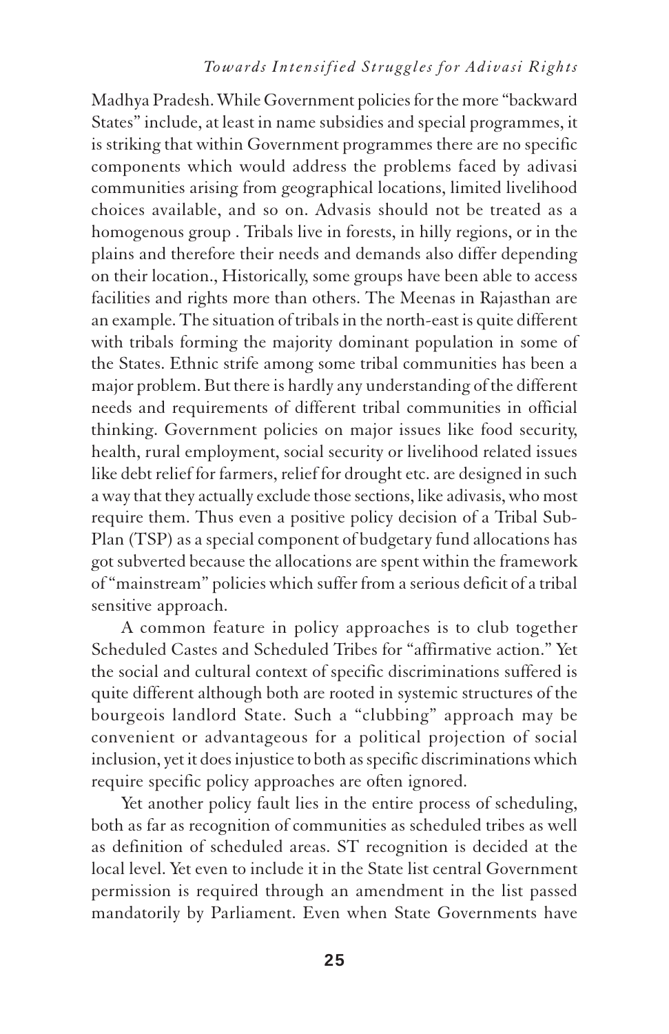Madhya Pradesh. While Government policies for the more "backward States" include, at least in name subsidies and special programmes, it is striking that within Government programmes there are no specific components which would address the problems faced by adivasi communities arising from geographical locations, limited livelihood choices available, and so on. Advasis should not be treated as a homogenous group . Tribals live in forests, in hilly regions, or in the plains and therefore their needs and demands also differ depending on their location., Historically, some groups have been able to access facilities and rights more than others. The Meenas in Rajasthan are an example. The situation of tribals in the north-east is quite different with tribals forming the majority dominant population in some of the States. Ethnic strife among some tribal communities has been a major problem. But there is hardly any understanding of the different needs and requirements of different tribal communities in official thinking. Government policies on major issues like food security, health, rural employment, social security or livelihood related issues like debt relief for farmers, relief for drought etc. are designed in such a way that they actually exclude those sections, like adivasis, who most require them. Thus even a positive policy decision of a Tribal Sub-Plan (TSP) as a special component of budgetary fund allocations has got subverted because the allocations are spent within the framework of "mainstream" policies which suffer from a serious deficit of a tribal sensitive approach.

A common feature in policy approaches is to club together Scheduled Castes and Scheduled Tribes for "affirmative action." Yet the social and cultural context of specific discriminations suffered is quite different although both are rooted in systemic structures of the bourgeois landlord State. Such a "clubbing" approach may be convenient or advantageous for a political projection of social inclusion, yet it does injustice to both as specific discriminations which require specific policy approaches are often ignored.

Yet another policy fault lies in the entire process of scheduling, both as far as recognition of communities as scheduled tribes as well as definition of scheduled areas. ST recognition is decided at the local level. Yet even to include it in the State list central Government permission is required through an amendment in the list passed mandatorily by Parliament. Even when State Governments have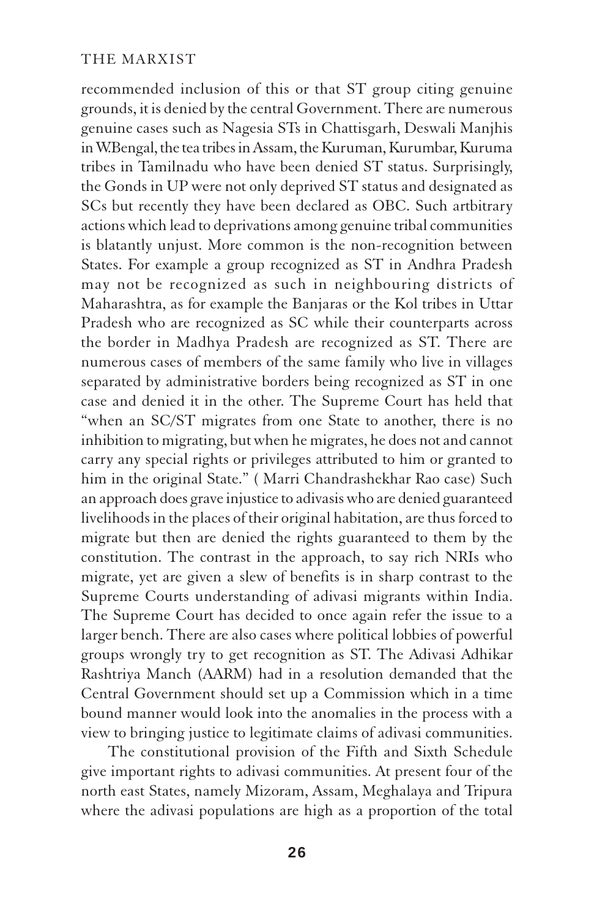recommended inclusion of this or that ST group citing genuine grounds, it is denied by the central Government. There are numerous genuine cases such as Nagesia STs in Chattisgarh, Deswali Manjhis in W.Bengal, the tea tribes in Assam, the Kuruman, Kurumbar, Kuruma tribes in Tamilnadu who have been denied ST status. Surprisingly, the Gonds in UP were not only deprived ST status and designated as SCs but recently they have been declared as OBC. Such artbitrary actions which lead to deprivations among genuine tribal communities is blatantly unjust. More common is the non-recognition between States. For example a group recognized as ST in Andhra Pradesh may not be recognized as such in neighbouring districts of Maharashtra, as for example the Banjaras or the Kol tribes in Uttar Pradesh who are recognized as SC while their counterparts across the border in Madhya Pradesh are recognized as ST. There are numerous cases of members of the same family who live in villages separated by administrative borders being recognized as ST in one case and denied it in the other. The Supreme Court has held that "when an SC/ST migrates from one State to another, there is no inhibition to migrating, but when he migrates, he does not and cannot carry any special rights or privileges attributed to him or granted to him in the original State." ( Marri Chandrashekhar Rao case) Such an approach does grave injustice to adivasis who are denied guaranteed livelihoods in the places of their original habitation, are thus forced to migrate but then are denied the rights guaranteed to them by the constitution. The contrast in the approach, to say rich NRIs who migrate, yet are given a slew of benefits is in sharp contrast to the Supreme Courts understanding of adivasi migrants within India. The Supreme Court has decided to once again refer the issue to a larger bench. There are also cases where political lobbies of powerful groups wrongly try to get recognition as ST. The Adivasi Adhikar Rashtriya Manch (AARM) had in a resolution demanded that the Central Government should set up a Commission which in a time bound manner would look into the anomalies in the process with a view to bringing justice to legitimate claims of adivasi communities.

The constitutional provision of the Fifth and Sixth Schedule give important rights to adivasi communities. At present four of the north east States, namely Mizoram, Assam, Meghalaya and Tripura where the adivasi populations are high as a proportion of the total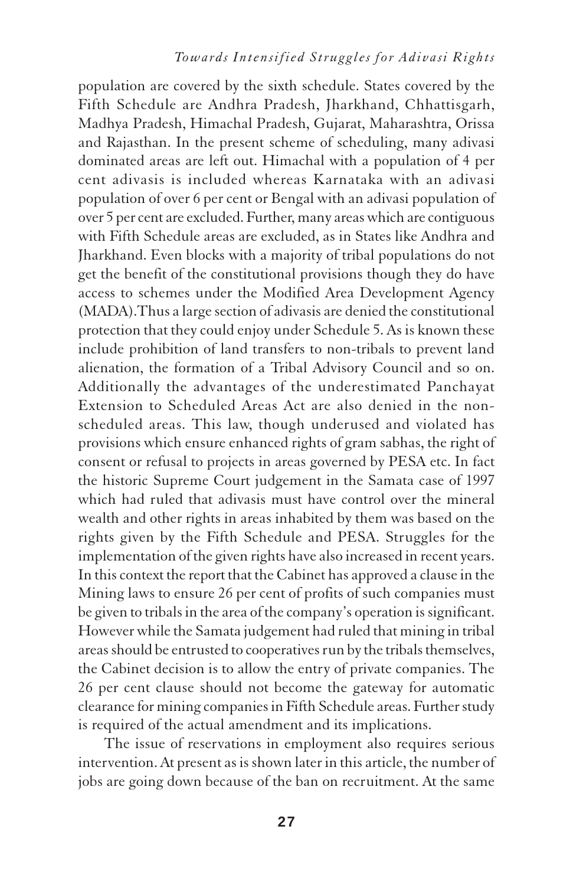population are covered by the sixth schedule. States covered by the Fifth Schedule are Andhra Pradesh, Jharkhand, Chhattisgarh, Madhya Pradesh, Himachal Pradesh, Gujarat, Maharashtra, Orissa and Rajasthan. In the present scheme of scheduling, many adivasi dominated areas are left out. Himachal with a population of 4 per cent adivasis is included whereas Karnataka with an adivasi population of over 6 per cent or Bengal with an adivasi population of over 5 per cent are excluded. Further, many areas which are contiguous with Fifth Schedule areas are excluded, as in States like Andhra and Jharkhand. Even blocks with a majority of tribal populations do not get the benefit of the constitutional provisions though they do have access to schemes under the Modified Area Development Agency (MADA). Thus a large section of adivasis are denied the constitutional protection that they could enjoy under Schedule 5. As is known these include prohibition of land transfers to non-tribals to prevent land alienation, the formation of a Tribal Advisory Council and so on. Additionally the advantages of the underestimated Panchayat Extension to Scheduled Areas Act are also denied in the non-scheduled areas. This law, though underused and violated has provisions which ensure enhanced rights of gram sabhas, the right of consent or refusal to projects in areas governed by PESA etc. In fact the historic Supreme Court judgement in the Samata case of 1997 which had ruled that adivasis must have control over the mineral wealth and other rights in areas inhabited by them was based on the rights given by the Fifth Schedule and PESA. Struggles for the implementation of the given rights have also increased in recent years. In this context the report that the Cabinet has approved a clause in the Mining laws to ensure 26 per cent of profits of such companies must be given to tribals in the area of the company's operation is significant. However while the Samata judgement had ruled that mining in tribal areas should be entrusted to cooperatives run by the tribals themselves, the Cabinet decision is to allow the entry of private companies. The 26 per cent clause should not become the gateway for automatic clearance for mining companies in Fifth Schedule areas. Further study is required of the actual amendment and its implications.

The issue of reservations in employment also requires serious intervention. At present as is shown later in this article, the number of jobs are going down because of the ban on recruitment. At the same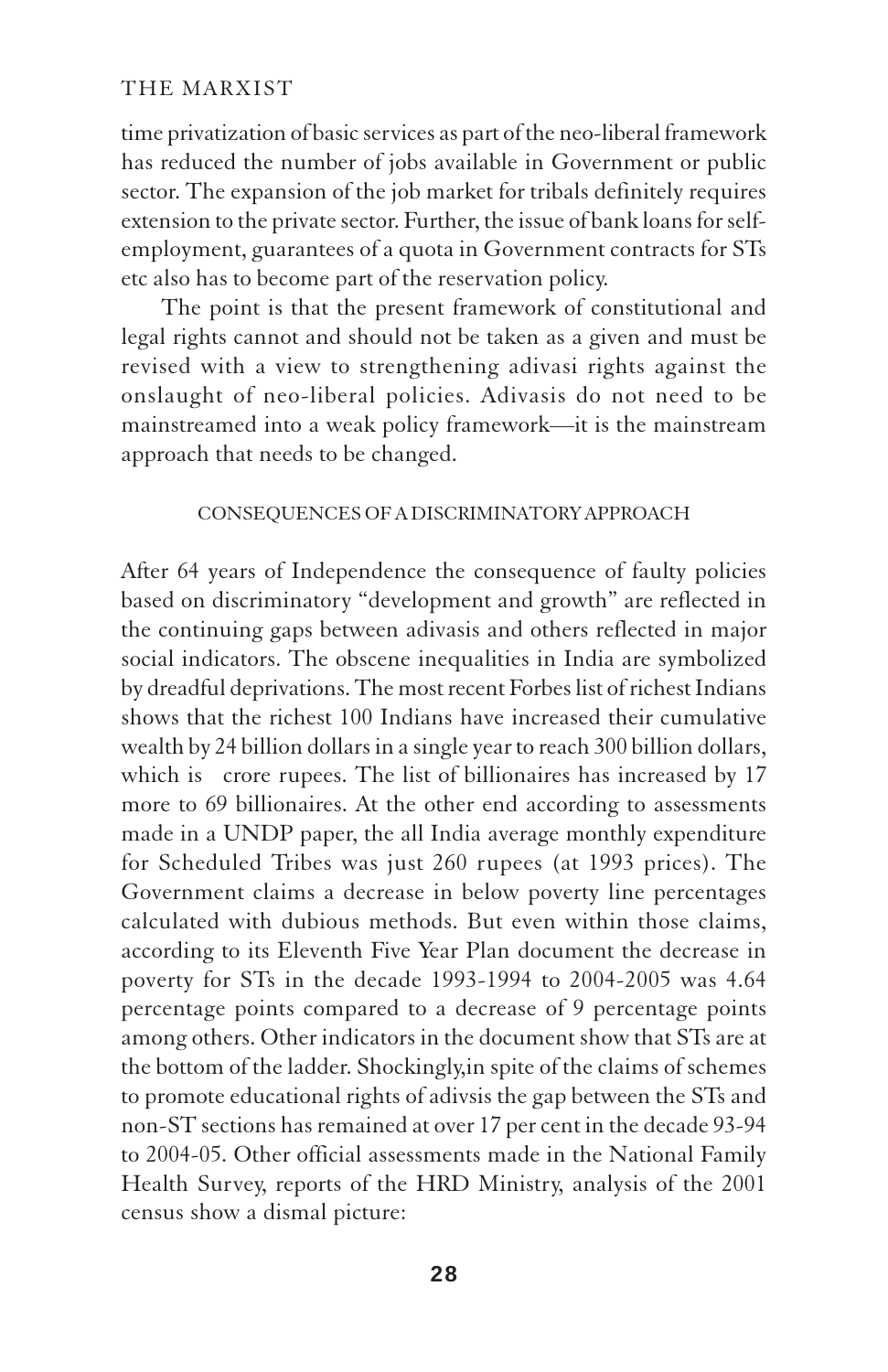time privatization of basic services as part of the neo-liberal framework has reduced the number of jobs available in Government or public sector. The expansion of the job market for tribals definitely requires extension to the private sector. Further, the issue of bank loans for self-employment, guarantees of a quota in Government contracts for STs etc also has to become part of the reservation policy.

The point is that the present framework of constitutional and legal rights cannot and should not be taken as a given and must be revised with a view to strengthening adivasi rights against the onslaught of neo-liberal policies. Adivasis do not need to be mainstreamed into a weak policy framework—it is the mainstream approach that needs to be changed.

### CONSEQUENCES OF A DISCRIMINATORY APPROACH

After 64 years of Independence the consequence of faulty policies based on discriminatory "development and growth" are reflected in the continuing gaps between adivasis and others reflected in major social indicators. The obscene inequalities in India are symbolized by dreadful deprivations. The most recent Forbes list of richest Indians shows that the richest 100 Indians have increased their cumulative wealth by 24 billion dollars in a single year to reach 300 billion dollars, which is  crore rupees. The list of billionaires has increased by 17 more to 69 billionaires. At the other end according to assessments made in a UNDP paper, the all India average monthly expenditure for Scheduled Tribes was just 260 rupees (at 1993 prices). The Government claims a decrease in below poverty line percentages calculated with dubious methods. But even within those claims, according to its Eleventh Five Year Plan document the decrease in poverty for STs in the decade 1993-1994 to 2004-2005 was 4.64 percentage points compared to a decrease of 9 percentage points among others. Other indicators in the document show that STs are at the bottom of the ladder. Shockingly,in spite of the claims of schemes to promote educational rights of adivsis the gap between the STs and non-ST sections has remained at over 17 per cent in the decade 93-94 to 2004-05. Other official assessments made in the National Family Health Survey, reports of the HRD Ministry, analysis of the 2001 census show a dismal picture: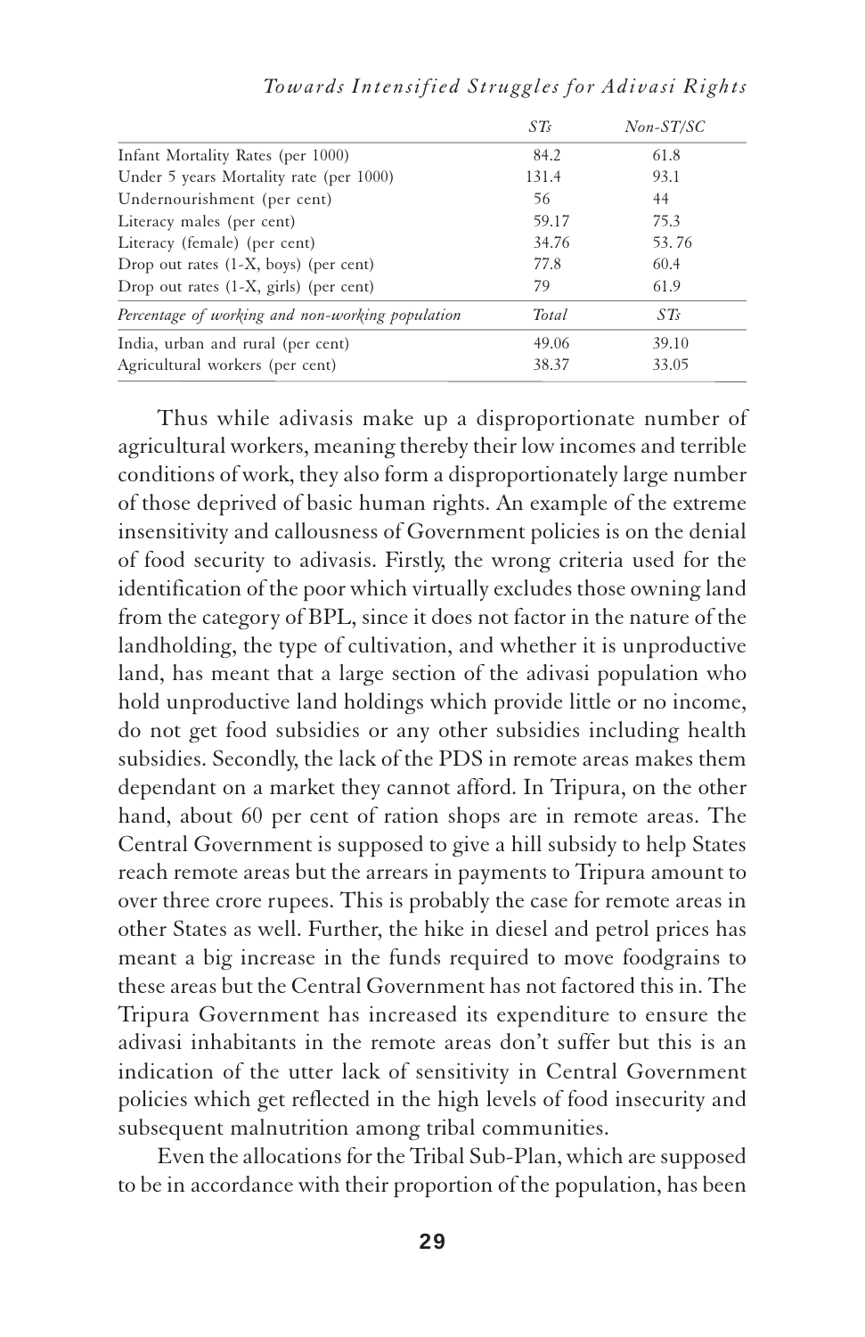| | *STs* | *Non-ST/SC* |
|---|---|---|
| Infant Mortality Rates (per 1000) | 84.2 | 61.8 |
| Under 5 years Mortality rate (per 1000) | 131.4 | 93.1 |
| Undernourishment (per cent) | 56 | 44 |
| Literacy males (per cent) | 59.17 | 75.3 |
| Literacy (female) (per cent) | 34.76 | 53. 76 |
| Drop out rates (1-X, boys) (per cent) | 77.8 | 60.4 |
| Drop out rates (1-X, girls) (per cent) | 79 | 61.9 |
| *Percentage of working and non-working population* | *Total* | *STs* |
| India, urban and rural (per cent) | 49.06 | 39.10 |
| Agricultural workers (per cent) | 38.37 | 33.05 |

Thus while adivasis make up a disproportionate number of agricultural workers, meaning thereby their low incomes and terrible conditions of work, they also form a disproportionately large number of those deprived of basic human rights. An example of the extreme insensitivity and callousness of Government policies is on the denial of food security to adivasis. Firstly, the wrong criteria used for the identification of the poor which virtually excludes those owning land from the category of BPL, since it does not factor in the nature of the landholding, the type of cultivation, and whether it is unproductive land, has meant that a large section of the adivasi population who hold unproductive land holdings which provide little or no income, do not get food subsidies or any other subsidies including health subsidies. Secondly, the lack of the PDS in remote areas makes them dependant on a market they cannot afford. In Tripura, on the other hand, about 60 per cent of ration shops are in remote areas. The Central Government is supposed to give a hill subsidy to help States reach remote areas but the arrears in payments to Tripura amount to over three crore rupees. This is probably the case for remote areas in other States as well. Further, the hike in diesel and petrol prices has meant a big increase in the funds required to move foodgrains to these areas but the Central Government has not factored this in. The Tripura Government has increased its expenditure to ensure the adivasi inhabitants in the remote areas don't suffer but this is an indication of the utter lack of sensitivity in Central Government policies which get reflected in the high levels of food insecurity and subsequent malnutrition among tribal communities.

Even the allocations for the Tribal Sub-Plan, which are supposed to be in accordance with their proportion of the population, has been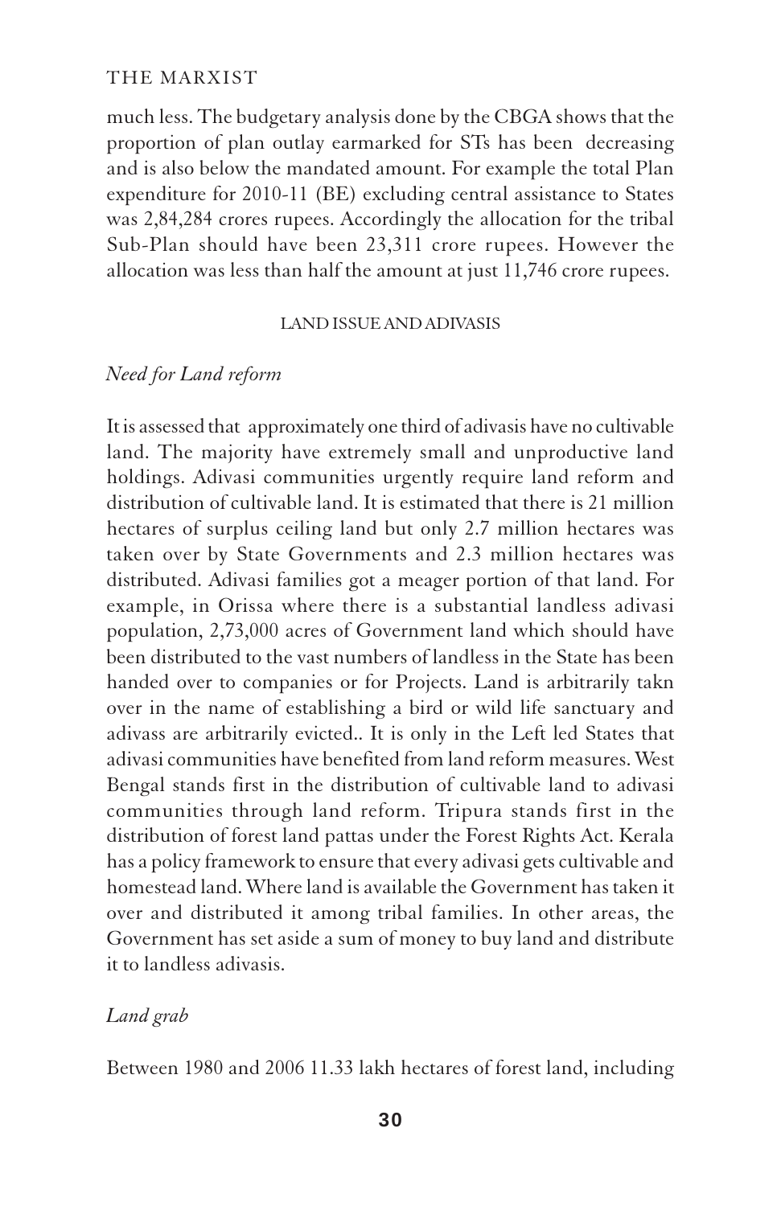much less. The budgetary analysis done by the CBGA shows that the proportion of plan outlay earmarked for STs has been decreasing and is also below the mandated amount. For example the total Plan expenditure for 2010-11 (BE) excluding central assistance to States was 2,84,284 crores rupees. Accordingly the allocation for the tribal Sub-Plan should have been 23,311 crore rupees. However the allocation was less than half the amount at just 11,746 crore rupees.

## LAND ISSUE AND ADIVASIS

### *Need for Land reform*

It is assessed that approximately one third of adivasis have no cultivable land. The majority have extremely small and unproductive land holdings. Adivasi communities urgently require land reform and distribution of cultivable land. It is estimated that there is 21 million hectares of surplus ceiling land but only 2.7 million hectares was taken over by State Governments and 2.3 million hectares was distributed. Adivasi families got a meager portion of that land. For example, in Orissa where there is a substantial landless adivasi population, 2,73,000 acres of Government land which should have been distributed to the vast numbers of landless in the State has been handed over to companies or for Projects. Land is arbitrarily takn over in the name of establishing a bird or wild life sanctuary and adivass are arbitrarily evicted.. It is only in the Left led States that adivasi communities have benefited from land reform measures. West Bengal stands first in the distribution of cultivable land to adivasi communities through land reform. Tripura stands first in the distribution of forest land pattas under the Forest Rights Act. Kerala has a policy framework to ensure that every adivasi gets cultivable and homestead land. Where land is available the Government has taken it over and distributed it among tribal families. In other areas, the Government has set aside a sum of money to buy land and distribute it to landless adivasis.

### *Land grab*

Between 1980 and 2006 11.33 lakh hectares of forest land, including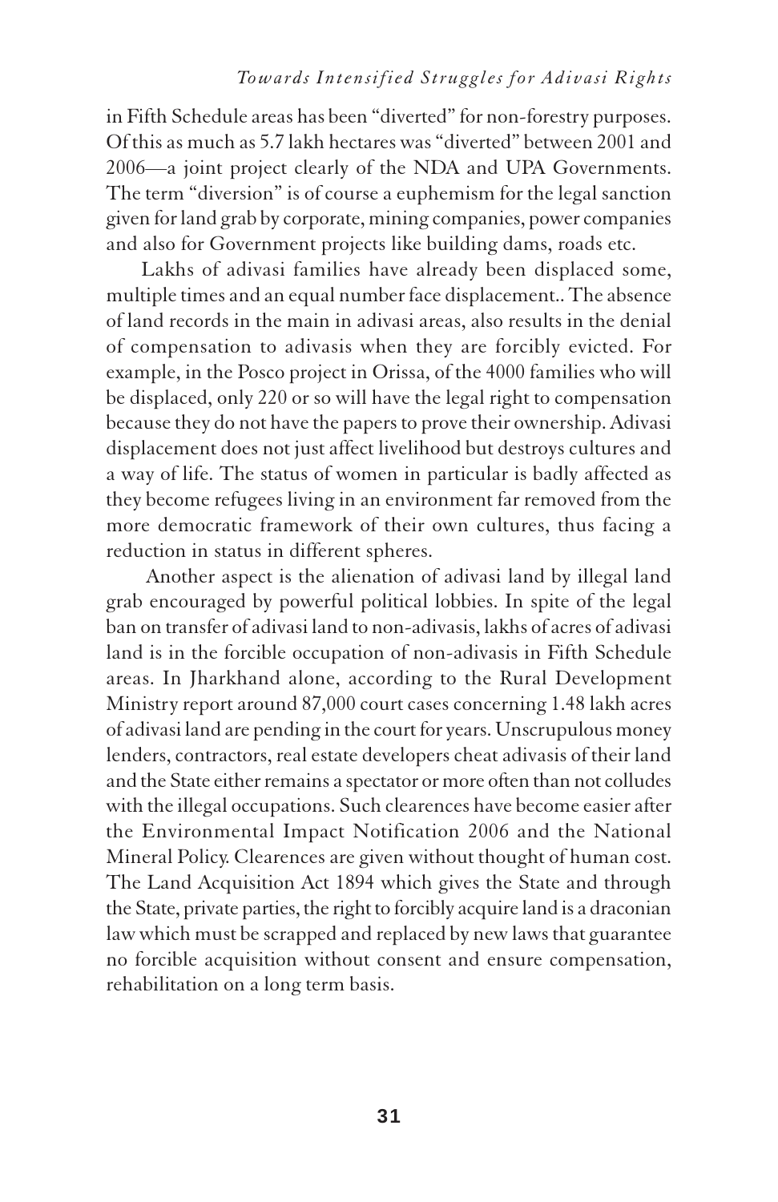in Fifth Schedule areas has been "diverted" for non-forestry purposes. Of this as much as 5.7 lakh hectares was "diverted" between 2001 and 2006—a joint project clearly of the NDA and UPA Governments. The term "diversion" is of course a euphemism for the legal sanction given for land grab by corporate, mining companies, power companies and also for Government projects like building dams, roads etc.

Lakhs of adivasi families have already been displaced some, multiple times and an equal number face displacement.. The absence of land records in the main in adivasi areas, also results in the denial of compensation to adivasis when they are forcibly evicted. For example, in the Posco project in Orissa, of the 4000 families who will be displaced, only 220 or so will have the legal right to compensation because they do not have the papers to prove their ownership. Adivasi displacement does not just affect livelihood but destroys cultures and a way of life. The status of women in particular is badly affected as they become refugees living in an environment far removed from the more democratic framework of their own cultures, thus facing a reduction in status in different spheres.

Another aspect is the alienation of adivasi land by illegal land grab encouraged by powerful political lobbies. In spite of the legal ban on transfer of adivasi land to non-adivasis, lakhs of acres of adivasi land is in the forcible occupation of non-adivasis in Fifth Schedule areas. In Jharkhand alone, according to the Rural Development Ministry report around 87,000 court cases concerning 1.48 lakh acres of adivasi land are pending in the court for years. Unscrupulous money lenders, contractors, real estate developers cheat adivasis of their land and the State either remains a spectator or more often than not colludes with the illegal occupations. Such clearences have become easier after the Environmental Impact Notification 2006 and the National Mineral Policy. Clearences are given without thought of human cost. The Land Acquisition Act 1894 which gives the State and through the State, private parties, the right to forcibly acquire land is a draconian law which must be scrapped and replaced by new laws that guarantee no forcible acquisition without consent and ensure compensation, rehabilitation on a long term basis.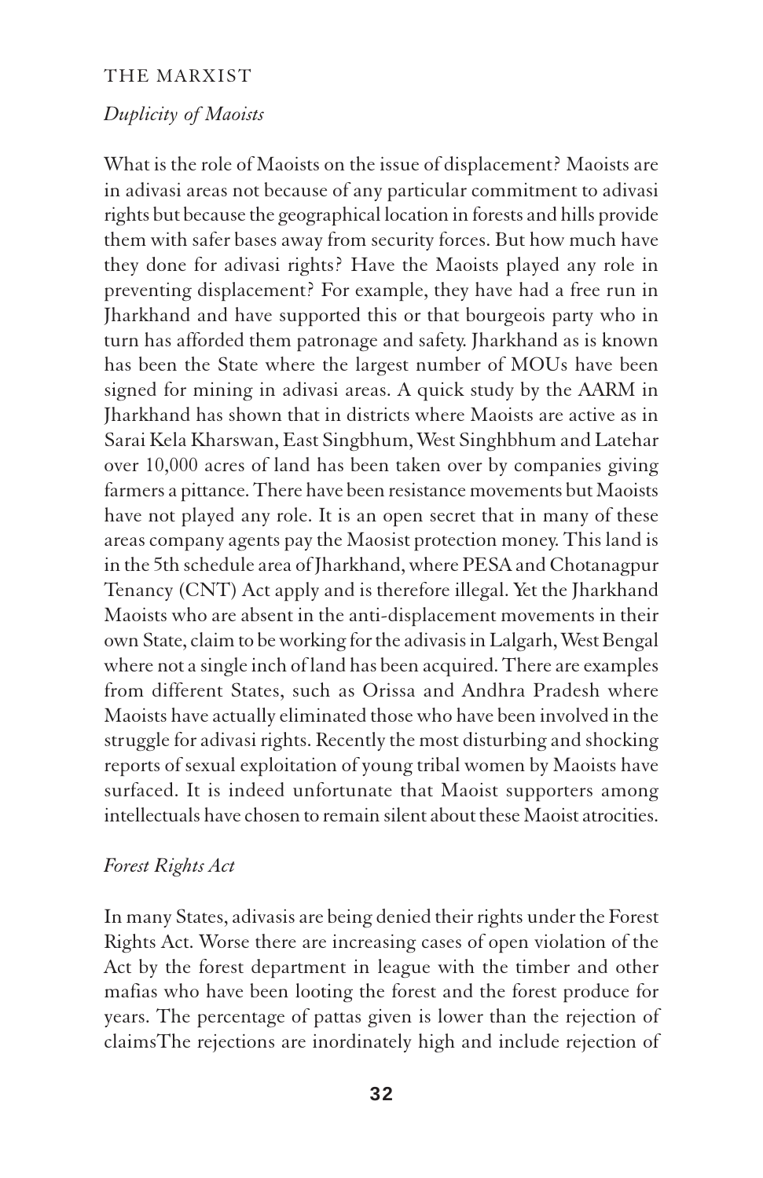*Duplicity of Maoists*

What is the role of Maoists on the issue of displacement? Maoists are in adivasi areas not because of any particular commitment to adivasi rights but because the geographical location in forests and hills provide them with safer bases away from security forces. But how much have they done for adivasi rights? Have the Maoists played any role in preventing displacement? For example, they have had a free run in Jharkhand and have supported this or that bourgeois party who in turn has afforded them patronage and safety. Jharkhand as is known has been the State where the largest number of MOUs have been signed for mining in adivasi areas. A quick study by the AARM in Jharkhand has shown that in districts where Maoists are active as in Sarai Kela Kharswan, East Singbhum, West Singhbhum and Latehar over 10,000 acres of land has been taken over by companies giving farmers a pittance. There have been resistance movements but Maoists have not played any role. It is an open secret that in many of these areas company agents pay the Maosist protection money. This land is in the 5th schedule area of Jharkhand, where PESA and Chotanagpur Tenancy (CNT) Act apply and is therefore illegal. Yet the Jharkhand Maoists who are absent in the anti-displacement movements in their own State, claim to be working for the adivasis in Lalgarh, West Bengal where not a single inch of land has been acquired. There are examples from different States, such as Orissa and Andhra Pradesh where Maoists have actually eliminated those who have been involved in the struggle for adivasi rights. Recently the most disturbing and shocking reports of sexual exploitation of young tribal women by Maoists have surfaced. It is indeed unfortunate that Maoist supporters among intellectuals have chosen to remain silent about these Maoist atrocities.

*Forest Rights Act*

In many States, adivasis are being denied their rights under the Forest Rights Act. Worse there are increasing cases of open violation of the Act by the forest department in league with the timber and other mafias who have been looting the forest and the forest produce for years. The percentage of pattas given is lower than the rejection of claimsThe rejections are inordinately high and include rejection of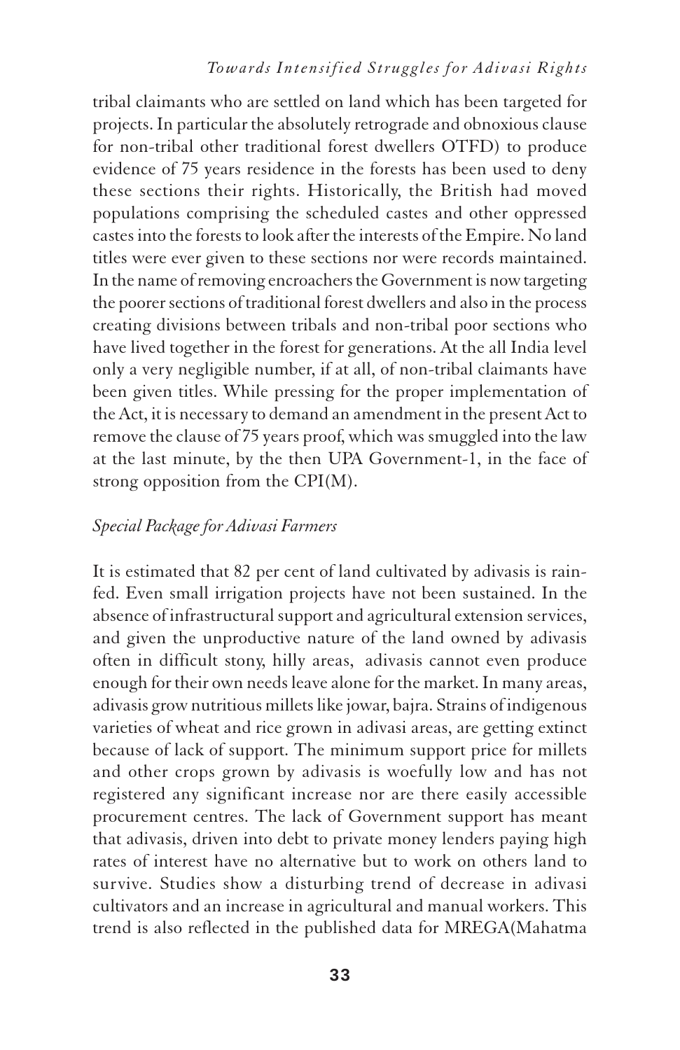tribal claimants who are settled on land which has been targeted for projects. In particular the absolutely retrograde and obnoxious clause for non-tribal other traditional forest dwellers OTFD) to produce evidence of 75 years residence in the forests has been used to deny these sections their rights. Historically, the British had moved populations comprising the scheduled castes and other oppressed castes into the forests to look after the interests of the Empire. No land titles were ever given to these sections nor were records maintained. In the name of removing encroachers the Government is now targeting the poorer sections of traditional forest dwellers and also in the process creating divisions between tribals and non-tribal poor sections who have lived together in the forest for generations. At the all India level only a very negligible number, if at all, of non-tribal claimants have been given titles. While pressing for the proper implementation of the Act, it is necessary to demand an amendment in the present Act to remove the clause of 75 years proof, which was smuggled into the law at the last minute, by the then UPA Government-1, in the face of strong opposition from the CPI(M).

*Special Package for Adivasi Farmers*

It is estimated that 82 per cent of land cultivated by adivasis is rain-fed. Even small irrigation projects have not been sustained. In the absence of infrastructural support and agricultural extension services, and given the unproductive nature of the land owned by adivasis often in difficult stony, hilly areas, adivasis cannot even produce enough for their own needs leave alone for the market. In many areas, adivasis grow nutritious millets like jowar, bajra. Strains of indigenous varieties of wheat and rice grown in adivasi areas, are getting extinct because of lack of support. The minimum support price for millets and other crops grown by adivasis is woefully low and has not registered any significant increase nor are there easily accessible procurement centres. The lack of Government support has meant that adivasis, driven into debt to private money lenders paying high rates of interest have no alternative but to work on others land to survive. Studies show a disturbing trend of decrease in adivasi cultivators and an increase in agricultural and manual workers. This trend is also reflected in the published data for MREGA(Mahatma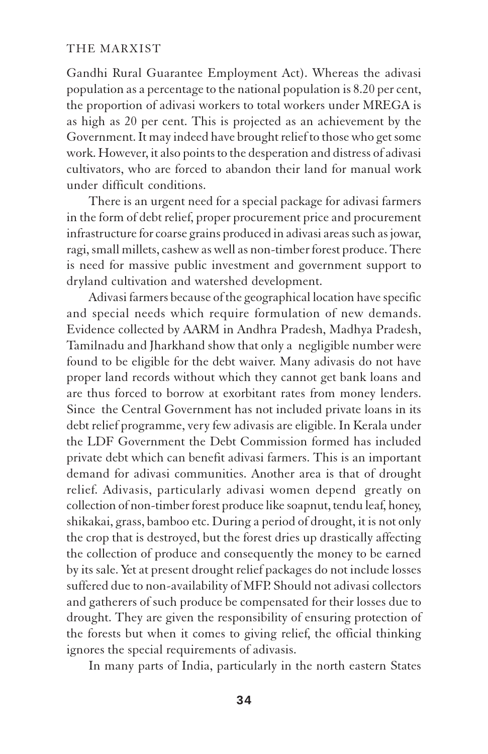Gandhi Rural Guarantee Employment Act). Whereas the adivasi population as a percentage to the national population is 8.20 per cent, the proportion of adivasi workers to total workers under MREGA is as high as 20 per cent. This is projected as an achievement by the Government. It may indeed have brought relief to those who get some work. However, it also points to the desperation and distress of adivasi cultivators, who are forced to abandon their land for manual work under difficult conditions.

There is an urgent need for a special package for adivasi farmers in the form of debt relief, proper procurement price and procurement infrastructure for coarse grains produced in adivasi areas such as jowar, ragi, small millets, cashew as well as non-timber forest produce. There is need for massive public investment and government support to dryland cultivation and watershed development.

Adivasi farmers because of the geographical location have specific and special needs which require formulation of new demands. Evidence collected by AARM in Andhra Pradesh, Madhya Pradesh, Tamilnadu and Jharkhand show that only a negligible number were found to be eligible for the debt waiver. Many adivasis do not have proper land records without which they cannot get bank loans and are thus forced to borrow at exorbitant rates from money lenders. Since the Central Government has not included private loans in its debt relief programme, very few adivasis are eligible. In Kerala under the LDF Government the Debt Commission formed has included private debt which can benefit adivasi farmers. This is an important demand for adivasi communities. Another area is that of drought relief. Adivasis, particularly adivasi women depend greatly on collection of non-timber forest produce like soapnut, tendu leaf, honey, shikakai, grass, bamboo etc. During a period of drought, it is not only the crop that is destroyed, but the forest dries up drastically affecting the collection of produce and consequently the money to be earned by its sale. Yet at present drought relief packages do not include losses suffered due to non-availability of MFP. Should not adivasi collectors and gatherers of such produce be compensated for their losses due to drought. They are given the responsibility of ensuring protection of the forests but when it comes to giving relief, the official thinking ignores the special requirements of adivasis.

In many parts of India, particularly in the north eastern States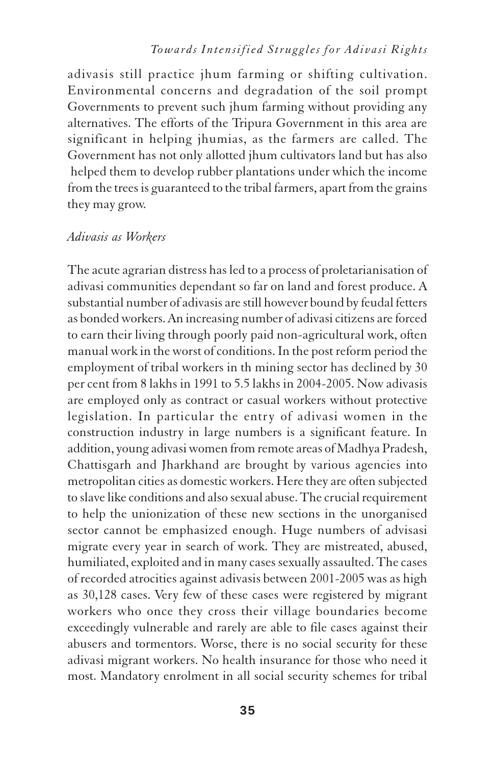adivasis still practice jhum farming or shifting cultivation. Environmental concerns and degradation of the soil prompt Governments to prevent such jhum farming without providing any alternatives. The efforts of the Tripura Government in this area are significant in helping jhumias, as the farmers are called. The Government has not only allotted jhum cultivators land but has also helped them to develop rubber plantations under which the income from the trees is guaranteed to the tribal farmers, apart from the grains they may grow.

*Adivasis as Workers*

The acute agrarian distress has led to a process of proletarianisation of adivasi communities dependant so far on land and forest produce. A substantial number of adivasis are still however bound by feudal fetters as bonded workers. An increasing number of adivasi citizens are forced to earn their living through poorly paid non-agricultural work, often manual work in the worst of conditions. In the post reform period the employment of tribal workers in th mining sector has declined by 30 per cent from 8 lakhs in 1991 to 5.5 lakhs in 2004-2005. Now adivasis are employed only as contract or casual workers without protective legislation. In particular the entry of adivasi women in the construction industry in large numbers is a significant feature. In addition, young adivasi women from remote areas of Madhya Pradesh, Chattisgarh and Jharkhand are brought by various agencies into metropolitan cities as domestic workers. Here they are often subjected to slave like conditions and also sexual abuse. The crucial requirement to help the unionization of these new sections in the unorganised sector cannot be emphasized enough. Huge numbers of advisasi migrate every year in search of work. They are mistreated, abused, humiliated, exploited and in many cases sexually assaulted. The cases of recorded atrocities against adivasis between 2001-2005 was as high as 30,128 cases. Very few of these cases were registered by migrant workers who once they cross their village boundaries become exceedingly vulnerable and rarely are able to file cases against their abusers and tormentors. Worse, there is no social security for these adivasi migrant workers. No health insurance for those who need it most. Mandatory enrolment in all social security schemes for tribal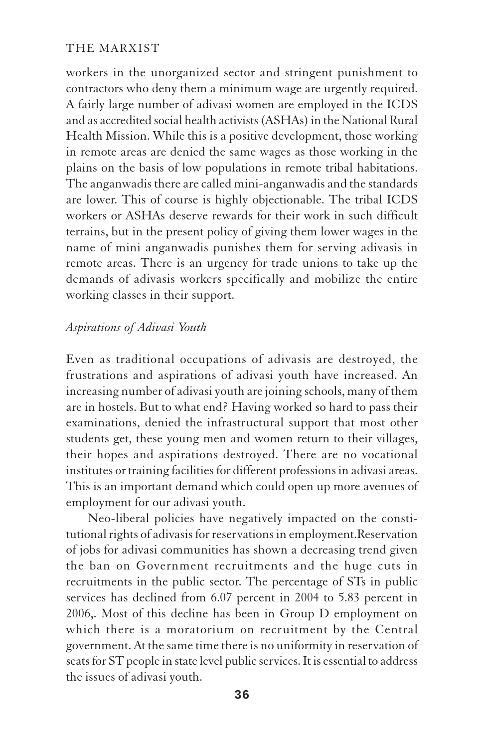workers in the unorganized sector and stringent punishment to contractors who deny them a minimum wage are urgently required. A fairly large number of adivasi women are employed in the ICDS and as accredited social health activists (ASHAs) in the National Rural Health Mission. While this is a positive development, those working in remote areas are denied the same wages as those working in the plains on the basis of low populations in remote tribal habitations. The anganwadis there are called mini-anganwadis and the standards are lower. This of course is highly objectionable. The tribal ICDS workers or ASHAs deserve rewards for their work in such difficult terrains, but in the present policy of giving them lower wages in the name of mini anganwadis punishes them for serving adivasis in remote areas. There is an urgency for trade unions to take up the demands of adivasis workers specifically and mobilize the entire working classes in their support.

*Aspirations of Adivasi Youth*

Even as traditional occupations of adivasis are destroyed, the frustrations and aspirations of adivasi youth have increased. An increasing number of adivasi youth are joining schools, many of them are in hostels. But to what end? Having worked so hard to pass their examinations, denied the infrastructural support that most other students get, these young men and women return to their villages, their hopes and aspirations destroyed. There are no vocational institutes or training facilities for different professions in adivasi areas. This is an important demand which could open up more avenues of employment for our adivasi youth.

Neo-liberal policies have negatively impacted on the constitutional rights of adivasis for reservations in employment.Reservation of jobs for adivasi communities has shown a decreasing trend given the ban on Government recruitments and the huge cuts in recruitments in the public sector. The percentage of STs in public services has declined from 6.07 percent in 2004 to 5.83 percent in 2006,. Most of this decline has been in Group D employment on which there is a moratorium on recruitment by the Central government. At the same time there is no uniformity in reservation of seats for ST people in state level public services. It is essential to address the issues of adivasi youth.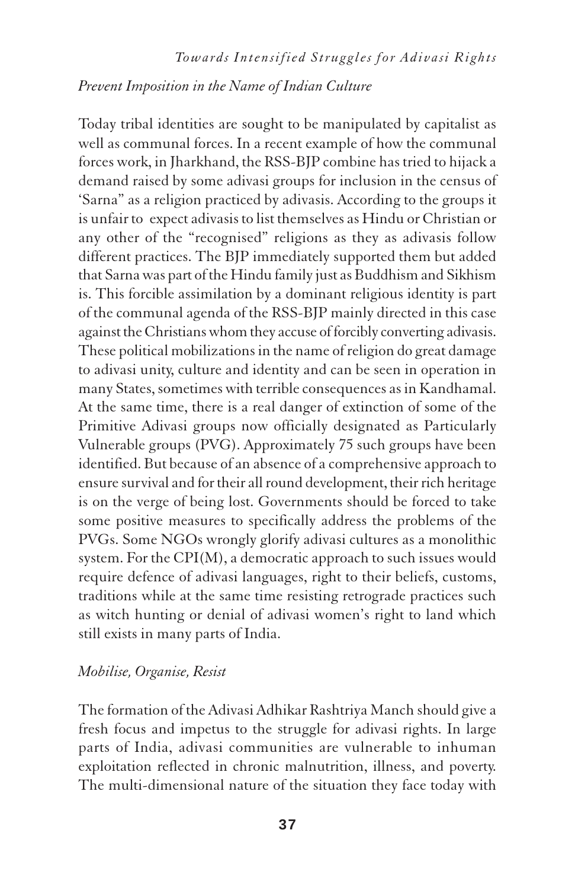### *Prevent Imposition in the Name of Indian Culture*

Today tribal identities are sought to be manipulated by capitalist as well as communal forces. In a recent example of how the communal forces work, in Jharkhand, the RSS-BJP combine has tried to hijack a demand raised by some adivasi groups for inclusion in the census of 'Sarna" as a religion practiced by adivasis. According to the groups it is unfair to expect adivasis to list themselves as Hindu or Christian or any other of the "recognised" religions as they as adivasis follow different practices. The BJP immediately supported them but added that Sarna was part of the Hindu family just as Buddhism and Sikhism is. This forcible assimilation by a dominant religious identity is part of the communal agenda of the RSS-BJP mainly directed in this case against the Christians whom they accuse of forcibly converting adivasis. These political mobilizations in the name of religion do great damage to adivasi unity, culture and identity and can be seen in operation in many States, sometimes with terrible consequences as in Kandhamal. At the same time, there is a real danger of extinction of some of the Primitive Adivasi groups now officially designated as Particularly Vulnerable groups (PVG). Approximately 75 such groups have been identified. But because of an absence of a comprehensive approach to ensure survival and for their all round development, their rich heritage is on the verge of being lost. Governments should be forced to take some positive measures to specifically address the problems of the PVGs. Some NGOs wrongly glorify adivasi cultures as a monolithic system. For the CPI(M), a democratic approach to such issues would require defence of adivasi languages, right to their beliefs, customs, traditions while at the same time resisting retrograde practices such as witch hunting or denial of adivasi women's right to land which still exists in many parts of India.

### *Mobilise, Organise, Resist*

The formation of the Adivasi Adhikar Rashtriya Manch should give a fresh focus and impetus to the struggle for adivasi rights. In large parts of India, adivasi communities are vulnerable to inhuman exploitation reflected in chronic malnutrition, illness, and poverty. The multi-dimensional nature of the situation they face today with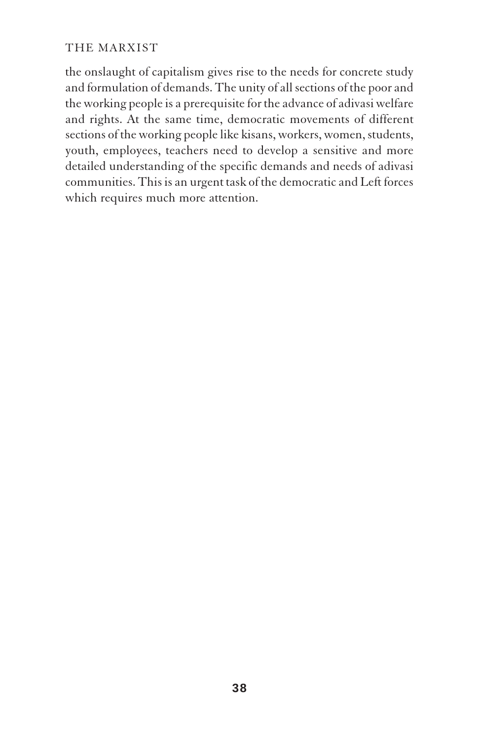the onslaught of capitalism gives rise to the needs for concrete study and formulation of demands. The unity of all sections of the poor and the working people is a prerequisite for the advance of adivasi welfare and rights. At the same time, democratic movements of different sections of the working people like kisans, workers, women, students, youth, employees, teachers need to develop a sensitive and more detailed understanding of the specific demands and needs of adivasi communities. This is an urgent task of the democratic and Left forces which requires much more attention.